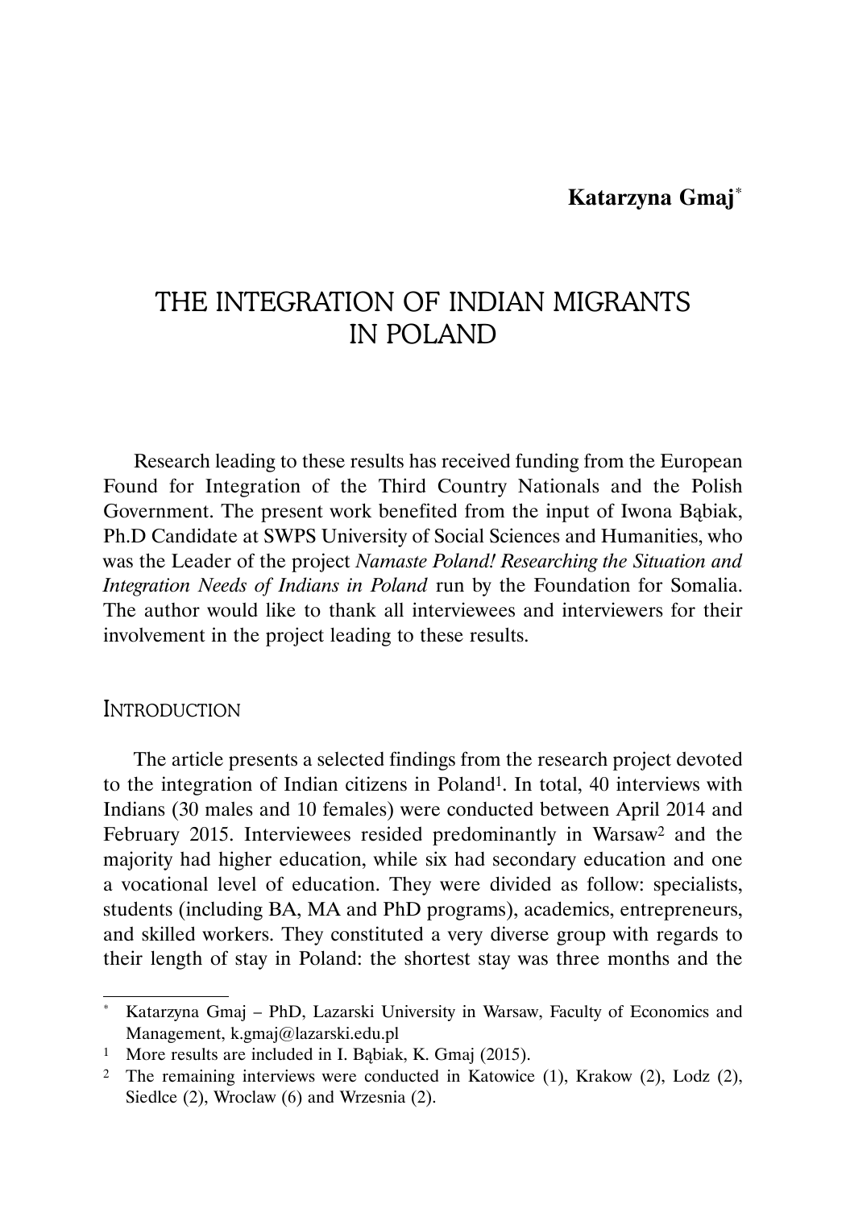**Katarzyna Gmaj**[*]

# THE INTEGRATION OF INDIAN MIGRANTS IN POLAND

Research leading to these results has received funding from the European Found for Integration of the Third Country Nationals and the Polish Government. The present work benefited from the input of Iwona Bąbiak, Ph.D Candidate at SWPS University of Social Sciences and Humanities, who was the Leader of the project *Namaste Poland! Researching the Situation and Integration Needs of Indians in Poland* run by the Foundation for Somalia. The author would like to thank all interviewees and interviewers for their involvement in the project leading to these results.

## Introduction

The article presents a selected findings from the research project devoted to the integration of Indian citizens in Poland[1]. In total, 40 interviews with Indians (30 males and 10 females) were conducted between April 2014 and February 2015. Interviewees resided predominantly in Warsaw[2] and the majority had higher education, while six had secondary education and one a vocational level of education. They were divided as follow: specialists, students (including BA, MA and PhD programs), academics, entrepreneurs, and skilled workers. They constituted a very diverse group with regards to their length of stay in Poland: the shortest stay was three months and the

---

[*] Katarzyna Gmaj – PhD, Lazarski University in Warsaw, Faculty of Economics and Management, k.gmaj@lazarski.edu.pl

[1] More results are included in I. Bąbiak, K. Gmaj (2015).

[2] The remaining interviews were conducted in Katowice (1), Krakow (2), Lodz (2), Siedlce (2), Wroclaw (6) and Wrzesnia (2).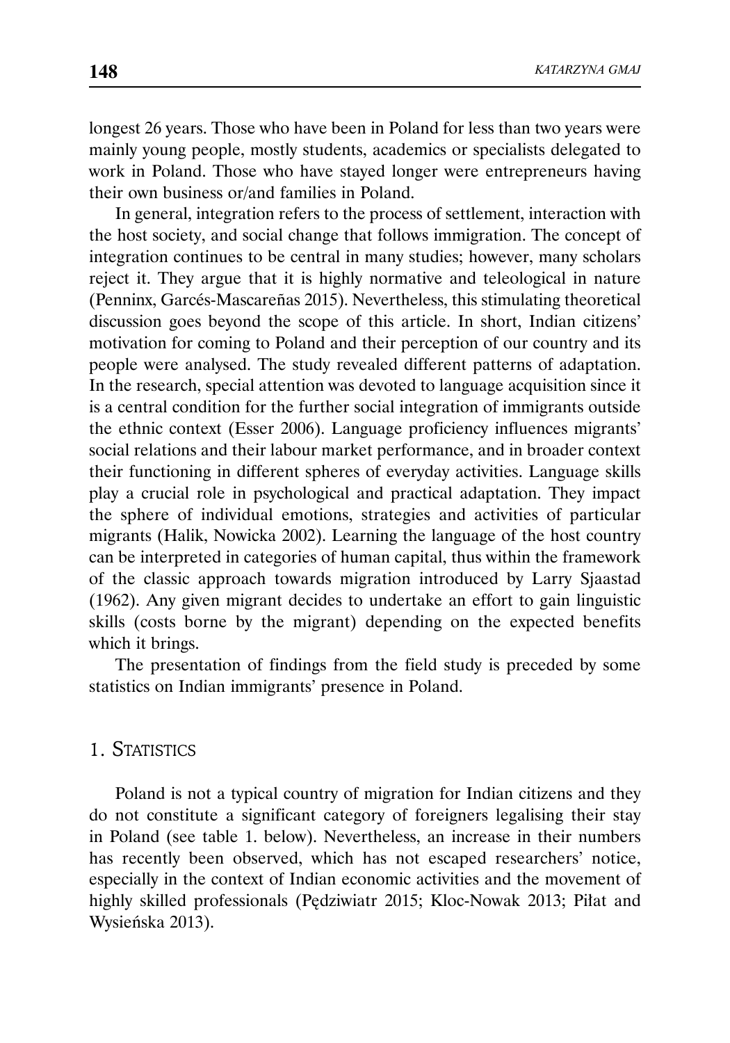longest 26 years. Those who have been in Poland for less than two years were mainly young people, mostly students, academics or specialists delegated to work in Poland. Those who have stayed longer were entrepreneurs having their own business or/and families in Poland.

In general, integration refers to the process of settlement, interaction with the host society, and social change that follows immigration. The concept of integration continues to be central in many studies; however, many scholars reject it. They argue that it is highly normative and teleological in nature (Penninx, Garcés-Mascareñas 2015). Nevertheless, this stimulating theoretical discussion goes beyond the scope of this article. In short, Indian citizens' motivation for coming to Poland and their perception of our country and its people were analysed. The study revealed different patterns of adaptation. In the research, special attention was devoted to language acquisition since it is a central condition for the further social integration of immigrants outside the ethnic context (Esser 2006). Language proficiency influences migrants' social relations and their labour market performance, and in broader context their functioning in different spheres of everyday activities. Language skills play a crucial role in psychological and practical adaptation. They impact the sphere of individual emotions, strategies and activities of particular migrants (Halik, Nowicka 2002). Learning the language of the host country can be interpreted in categories of human capital, thus within the framework of the classic approach towards migration introduced by Larry Sjaastad (1962). Any given migrant decides to undertake an effort to gain linguistic skills (costs borne by the migrant) depending on the expected benefits which it brings.

The presentation of findings from the field study is preceded by some statistics on Indian immigrants' presence in Poland.

## 1. Statistics

Poland is not a typical country of migration for Indian citizens and they do not constitute a significant category of foreigners legalising their stay in Poland (see table 1. below). Nevertheless, an increase in their numbers has recently been observed, which has not escaped researchers' notice, especially in the context of Indian economic activities and the movement of highly skilled professionals (Pędziwiatr 2015; Kloc-Nowak 2013; Piłat and Wysieńska 2013).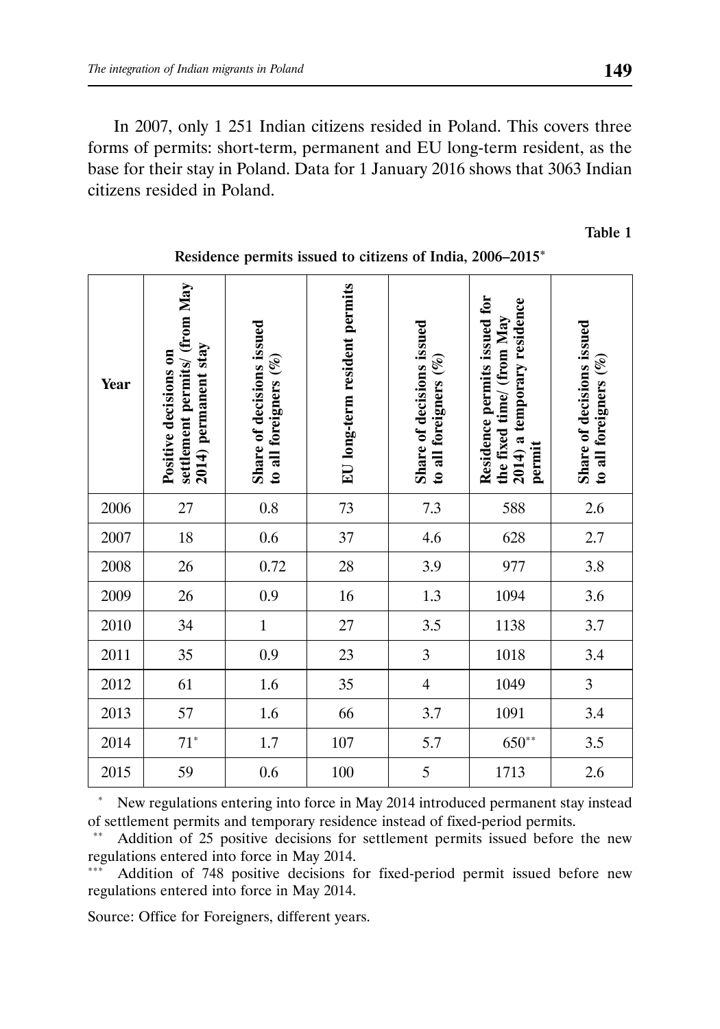In 2007, only 1 251 Indian citizens resided in Poland. This covers three forms of permits: short-term, permanent and EU long-term resident, as the base for their stay in Poland. Data for 1 January 2016 shows that 3063 Indian citizens resided in Poland.

**Table 1**

**Residence permits issued to citizens of India, 2006–2015***

| Year | Positive decisions on settlement permits/ (from May 2014) permanent stay | Share of decisions issued to all foreigners (%) | EU long-term resident permits | Share of decisions issued to all foreigners (%) | Residence permits issued for the fixed time/ (from May 2014) a temporary residence permit | Share of decisions issued to all foreigners (%) |
|---|---|---|---|---|---|---|
| 2006 | 27 | 0.8 | 73 | 7.3 | 588 | 2.6 |
| 2007 | 18 | 0.6 | 37 | 4.6 | 628 | 2.7 |
| 2008 | 26 | 0.72 | 28 | 3.9 | 977 | 3.8 |
| 2009 | 26 | 0.9 | 16 | 1.3 | 1094 | 3.6 |
| 2010 | 34 | 1 | 27 | 3.5 | 1138 | 3.7 |
| 2011 | 35 | 0.9 | 23 | 3 | 1018 | 3.4 |
| 2012 | 61 | 1.6 | 35 | 4 | 1049 | 3 |
| 2013 | 57 | 1.6 | 66 | 3.7 | 1091 | 3.4 |
| 2014 | 71* | 1.7 | 107 | 5.7 | 650** | 3.5 |
| 2015 | 59 | 0.6 | 100 | 5 | 1713 | 2.6 |

\* New regulations entering into force in May 2014 introduced permanent stay instead of settlement permits and temporary residence instead of fixed-period permits.

\*\* Addition of 25 positive decisions for settlement permits issued before the new regulations entered into force in May 2014.

\*\*\* Addition of 748 positive decisions for fixed-period permit issued before new regulations entered into force in May 2014.

Source: Office for Foreigners, different years.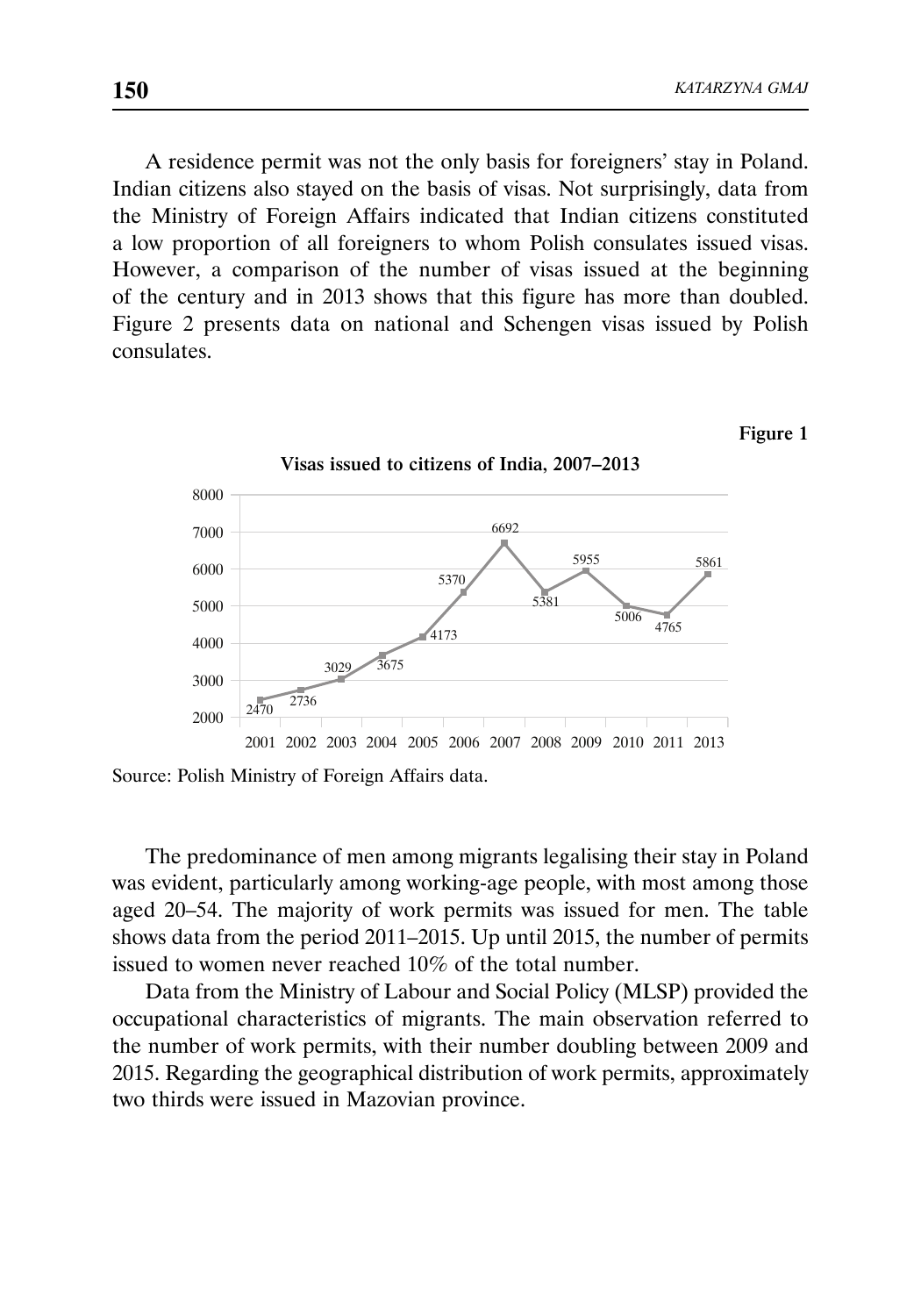A residence permit was not the only basis for foreigners' stay in Poland. Indian citizens also stayed on the basis of visas. Not surprisingly, data from the Ministry of Foreign Affairs indicated that Indian citizens constituted a low proportion of all foreigners to whom Polish consulates issued visas. However, a comparison of the number of visas issued at the beginning of the century and in 2013 shows that this figure has more than doubled. Figure 2 presents data on national and Schengen visas issued by Polish consulates.

**Figure 1**

**Visas issued to citizens of India, 2007–2013**

| Year | Visas |
|---|---|
| 2001 | 2470 |
| 2002 | 2736 |
| 2003 | 3029 |
| 2004 | 3675 |
| 2005 | 4173 |
| 2006 | 5370 |
| 2007 | 6692 |
| 2008 | 5381 |
| 2009 | 5955 |
| 2010 | 5006 |
| 2011 | 4765 |
| 2013 | 5861 |

Source: Polish Ministry of Foreign Affairs data.

The predominance of men among migrants legalising their stay in Poland was evident, particularly among working-age people, with most among those aged 20–54. The majority of work permits was issued for men. The table shows data from the period 2011–2015. Up until 2015, the number of permits issued to women never reached 10% of the total number.

Data from the Ministry of Labour and Social Policy (MLSP) provided the occupational characteristics of migrants. The main observation referred to the number of work permits, with their number doubling between 2009 and 2015. Regarding the geographical distribution of work permits, approximately two thirds were issued in Mazovian province.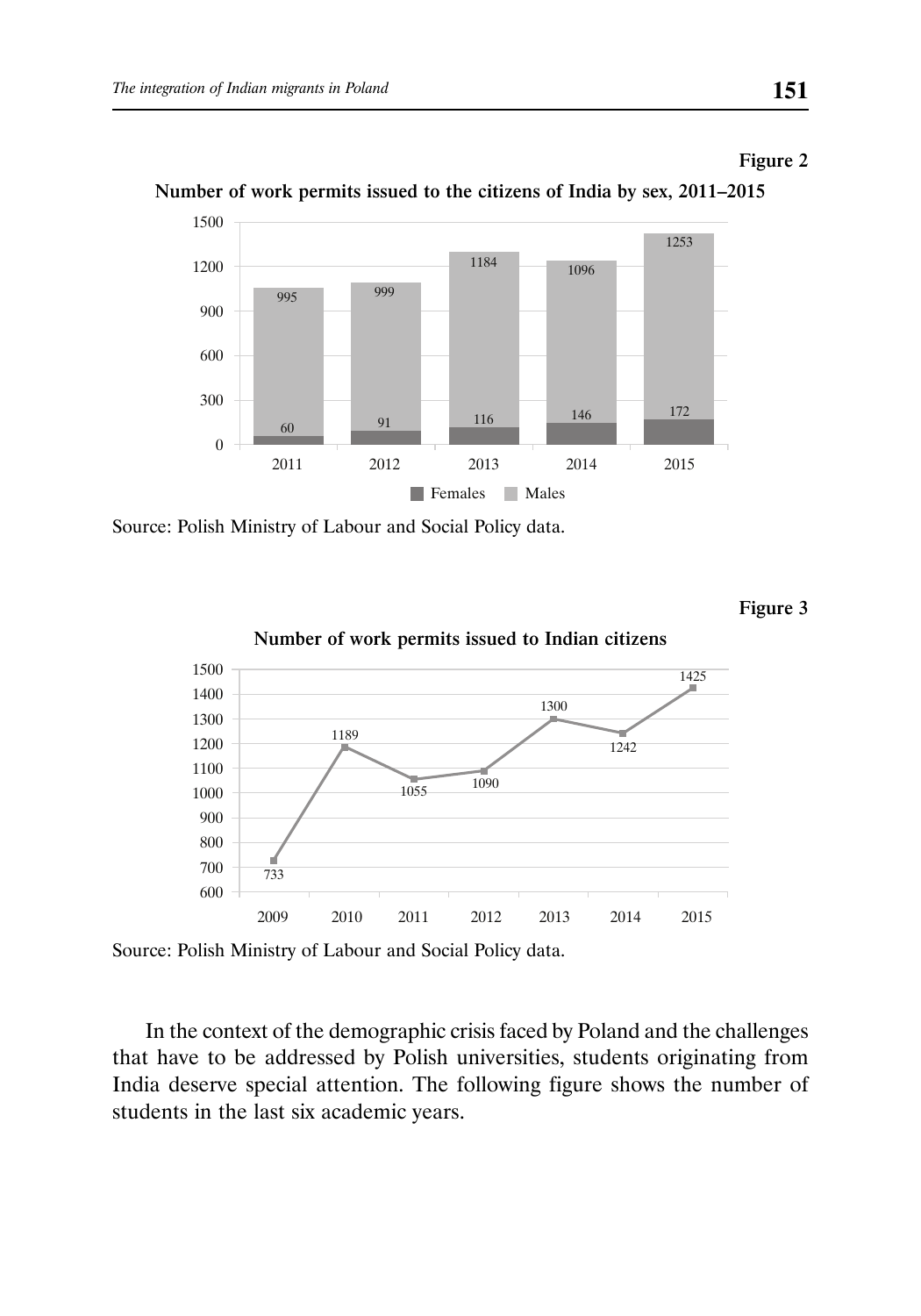**Figure 2**

**Number of work permits issued to the citizens of India by sex, 2011–2015**

| Year | Females | Males |
|---|---|---|
| 2011 | 60 | 995 |
| 2012 | 91 | 999 |
| 2013 | 116 | 1184 |
| 2014 | 146 | 1096 |
| 2015 | 172 | 1253 |

Source: Polish Ministry of Labour and Social Policy data.

**Figure 3**

**Number of work permits issued to Indian citizens**

| Year | 2009 | 2010 | 2011 | 2012 | 2013 | 2014 | 2015 |
|---|---|---|---|---|---|---|---|
| Work permits | 733 | 1189 | 1055 | 1090 | 1300 | 1242 | 1425 |

Source: Polish Ministry of Labour and Social Policy data.

In the context of the demographic crisis faced by Poland and the challenges that have to be addressed by Polish universities, students originating from India deserve special attention. The following figure shows the number of students in the last six academic years.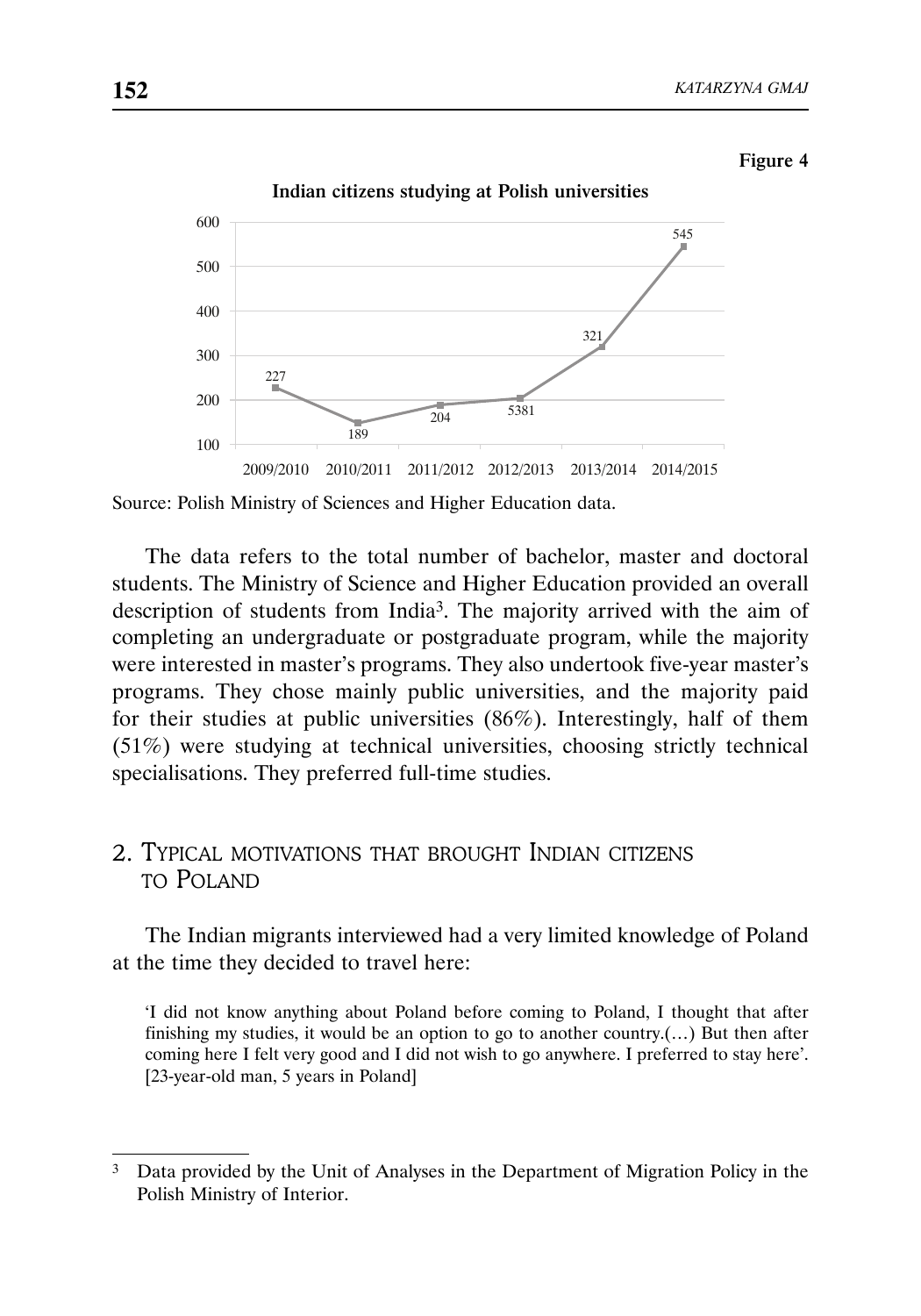Figure 4

**Indian citizens studying at Polish universities**

| 2009/2010 | 2010/2011 | 2011/2012 | 2012/2013 | 2013/2014 | 2014/2015 |
|---|---|---|---|---|---|
| 227 | 189 | 204 | 5381 | 321 | 545 |

Source: Polish Ministry of Sciences and Higher Education data.

The data refers to the total number of bachelor, master and doctoral students. The Ministry of Science and Higher Education provided an overall description of students from India[3]. The majority arrived with the aim of completing an undergraduate or postgraduate program, while the majority were interested in master's programs. They also undertook five-year master's programs. They chose mainly public universities, and the majority paid for their studies at public universities (86%). Interestingly, half of them (51%) were studying at technical universities, choosing strictly technical specialisations. They preferred full-time studies.

## 2. Typical motivations that brought Indian citizens to Poland

The Indian migrants interviewed had a very limited knowledge of Poland at the time they decided to travel here:

> 'I did not know anything about Poland before coming to Poland, I thought that after finishing my studies, it would be an option to go to another country.(…) But then after coming here I felt very good and I did not wish to go anywhere. I preferred to stay here'. [23-year-old man, 5 years in Poland]

---

[3] Data provided by the Unit of Analyses in the Department of Migration Policy in the Polish Ministry of Interior.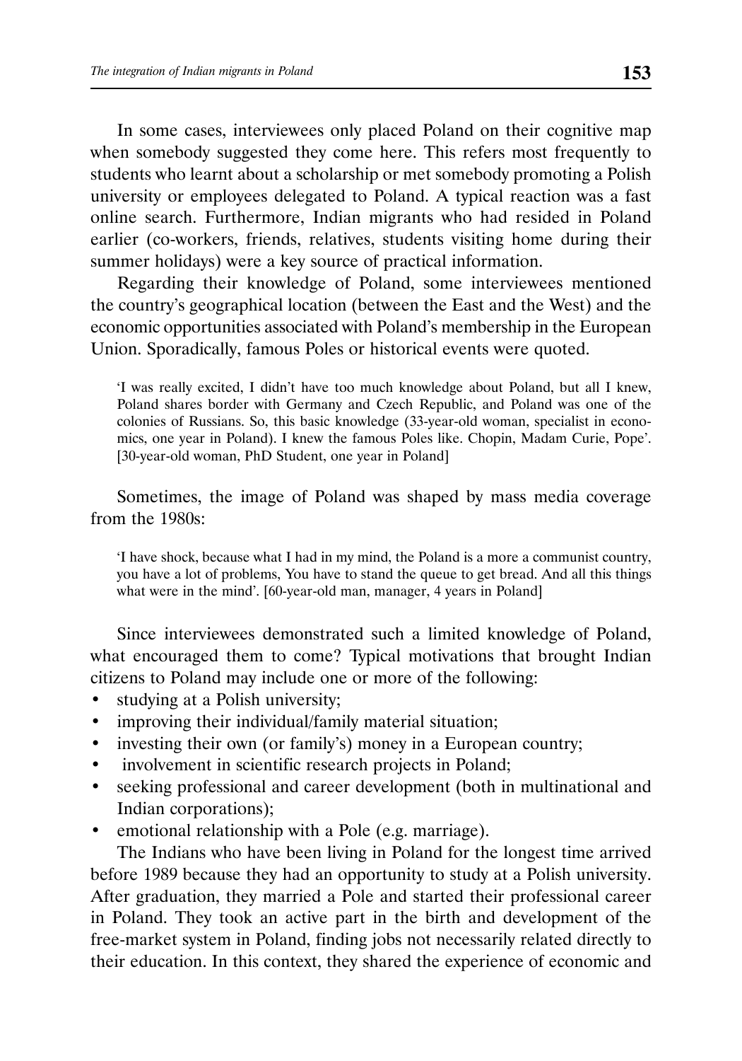In some cases, interviewees only placed Poland on their cognitive map when somebody suggested they come here. This refers most frequently to students who learnt about a scholarship or met somebody promoting a Polish university or employees delegated to Poland. A typical reaction was a fast online search. Furthermore, Indian migrants who had resided in Poland earlier (co-workers, friends, relatives, students visiting home during their summer holidays) were a key source of practical information.

Regarding their knowledge of Poland, some interviewees mentioned the country's geographical location (between the East and the West) and the economic opportunities associated with Poland's membership in the European Union. Sporadically, famous Poles or historical events were quoted.

> 'I was really excited, I didn't have too much knowledge about Poland, but all I knew, Poland shares border with Germany and Czech Republic, and Poland was one of the colonies of Russians. So, this basic knowledge (33-year-old woman, specialist in economics, one year in Poland). I knew the famous Poles like. Chopin, Madam Curie, Pope'. [30-year-old woman, PhD Student, one year in Poland]

Sometimes, the image of Poland was shaped by mass media coverage from the 1980s:

> 'I have shock, because what I had in my mind, the Poland is a more a communist country, you have a lot of problems, You have to stand the queue to get bread. And all this things what were in the mind'. [60-year-old man, manager, 4 years in Poland]

Since interviewees demonstrated such a limited knowledge of Poland, what encouraged them to come? Typical motivations that brought Indian citizens to Poland may include one or more of the following:

- studying at a Polish university;
- improving their individual/family material situation;
- investing their own (or family's) money in a European country;
- involvement in scientific research projects in Poland;
- seeking professional and career development (both in multinational and Indian corporations);
- emotional relationship with a Pole (e.g. marriage).

The Indians who have been living in Poland for the longest time arrived before 1989 because they had an opportunity to study at a Polish university. After graduation, they married a Pole and started their professional career in Poland. They took an active part in the birth and development of the free-market system in Poland, finding jobs not necessarily related directly to their education. In this context, they shared the experience of economic and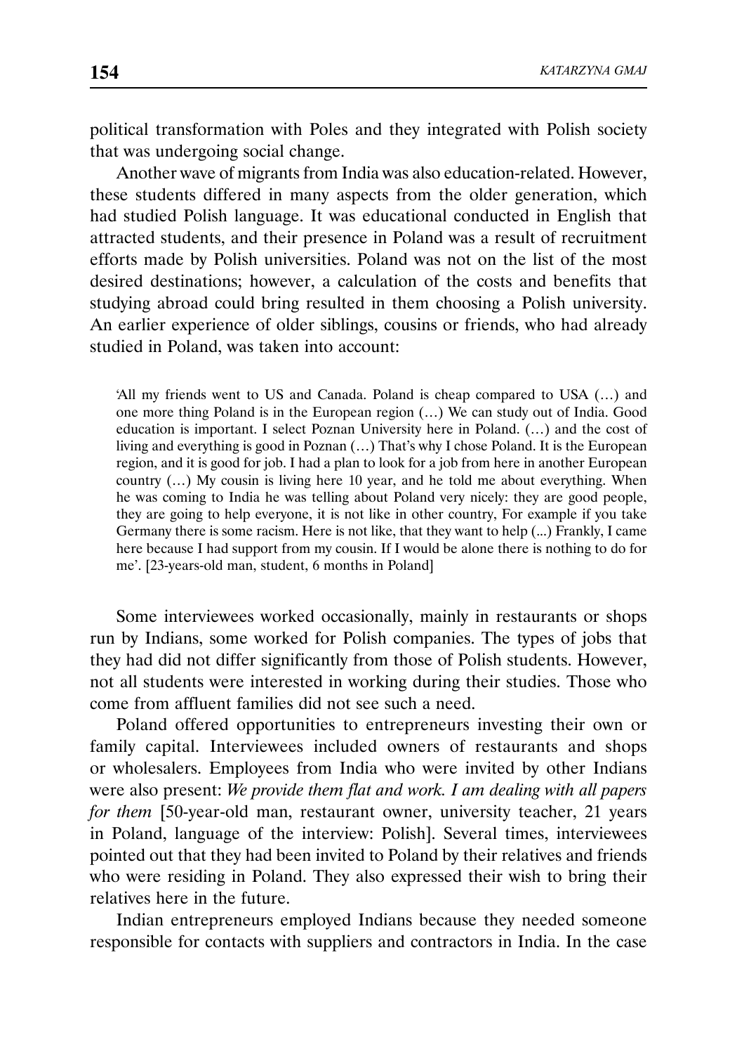political transformation with Poles and they integrated with Polish society that was undergoing social change.

Another wave of migrants from India was also education-related. However, these students differed in many aspects from the older generation, which had studied Polish language. It was educational conducted in English that attracted students, and their presence in Poland was a result of recruitment efforts made by Polish universities. Poland was not on the list of the most desired destinations; however, a calculation of the costs and benefits that studying abroad could bring resulted in them choosing a Polish university. An earlier experience of older siblings, cousins or friends, who had already studied in Poland, was taken into account:

> 'All my friends went to US and Canada. Poland is cheap compared to USA (…) and one more thing Poland is in the European region (…) We can study out of India. Good education is important. I select Poznan University here in Poland. (…) and the cost of living and everything is good in Poznan (…) That's why I chose Poland. It is the European region, and it is good for job. I had a plan to look for a job from here in another European country (…) My cousin is living here 10 year, and he told me about everything. When he was coming to India he was telling about Poland very nicely: they are good people, they are going to help everyone, it is not like in other country, For example if you take Germany there is some racism. Here is not like, that they want to help (...) Frankly, I came here because I had support from my cousin. If I would be alone there is nothing to do for me'. [23-years-old man, student, 6 months in Poland]

Some interviewees worked occasionally, mainly in restaurants or shops run by Indians, some worked for Polish companies. The types of jobs that they had did not differ significantly from those of Polish students. However, not all students were interested in working during their studies. Those who come from affluent families did not see such a need.

Poland offered opportunities to entrepreneurs investing their own or family capital. Interviewees included owners of restaurants and shops or wholesalers. Employees from India who were invited by other Indians were also present: *We provide them flat and work. I am dealing with all papers for them* [50-year-old man, restaurant owner, university teacher, 21 years in Poland, language of the interview: Polish]. Several times, interviewees pointed out that they had been invited to Poland by their relatives and friends who were residing in Poland. They also expressed their wish to bring their relatives here in the future.

Indian entrepreneurs employed Indians because they needed someone responsible for contacts with suppliers and contractors in India. In the case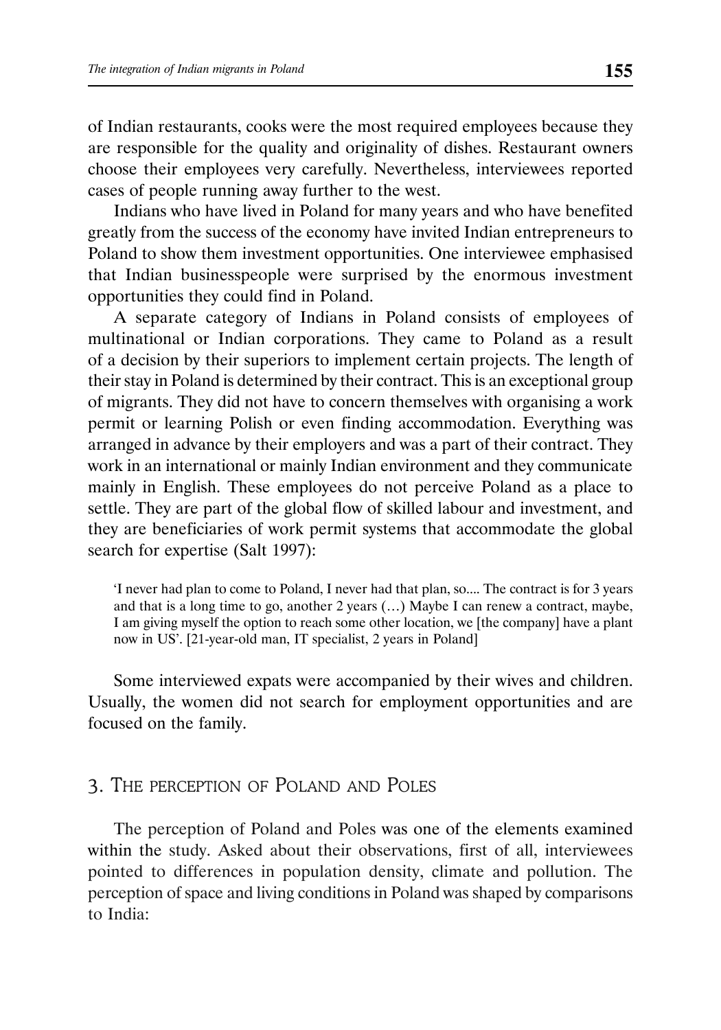of Indian restaurants, cooks were the most required employees because they are responsible for the quality and originality of dishes. Restaurant owners choose their employees very carefully. Nevertheless, interviewees reported cases of people running away further to the west.

Indians who have lived in Poland for many years and who have benefited greatly from the success of the economy have invited Indian entrepreneurs to Poland to show them investment opportunities. One interviewee emphasised that Indian businesspeople were surprised by the enormous investment opportunities they could find in Poland.

A separate category of Indians in Poland consists of employees of multinational or Indian corporations. They came to Poland as a result of a decision by their superiors to implement certain projects. The length of their stay in Poland is determined by their contract. This is an exceptional group of migrants. They did not have to concern themselves with organising a work permit or learning Polish or even finding accommodation. Everything was arranged in advance by their employers and was a part of their contract. They work in an international or mainly Indian environment and they communicate mainly in English. These employees do not perceive Poland as a place to settle. They are part of the global flow of skilled labour and investment, and they are beneficiaries of work permit systems that accommodate the global search for expertise (Salt 1997):

> 'I never had plan to come to Poland, I never had that plan, so.... The contract is for 3 years and that is a long time to go, another 2 years (…) Maybe I can renew a contract, maybe, I am giving myself the option to reach some other location, we [the company] have a plant now in US'. [21-year-old man, IT specialist, 2 years in Poland]

Some interviewed expats were accompanied by their wives and children. Usually, the women did not search for employment opportunities and are focused on the family.

## 3. The perception of Poland and Poles

The perception of Poland and Poles was one of the elements examined within the study. Asked about their observations, first of all, interviewees pointed to differences in population density, climate and pollution. The perception of space and living conditions in Poland was shaped by comparisons to India: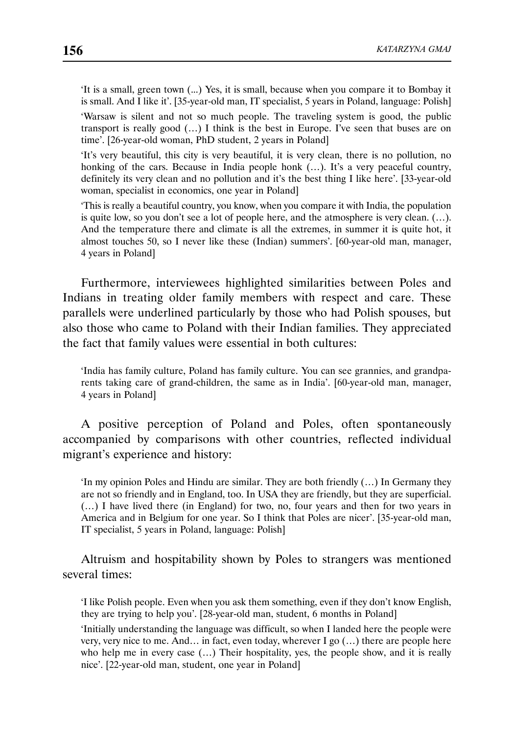'It is a small, green town (...) Yes, it is small, because when you compare it to Bombay it is small. And I like it'. [35-year-old man, IT specialist, 5 years in Poland, language: Polish]

'Warsaw is silent and not so much people. The traveling system is good, the public transport is really good (…) I think is the best in Europe. I've seen that buses are on time'. [26-year-old woman, PhD student, 2 years in Poland]

'It's very beautiful, this city is very beautiful, it is very clean, there is no pollution, no honking of the cars. Because in India people honk (…). It's a very peaceful country, definitely its very clean and no pollution and it's the best thing I like here'. [33-year-old woman, specialist in economics, one year in Poland]

'This is really a beautiful country, you know, when you compare it with India, the population is quite low, so you don't see a lot of people here, and the atmosphere is very clean. (…). And the temperature there and climate is all the extremes, in summer it is quite hot, it almost touches 50, so I never like these (Indian) summers'. [60-year-old man, manager, 4 years in Poland]

Furthermore, interviewees highlighted similarities between Poles and Indians in treating older family members with respect and care. These parallels were underlined particularly by those who had Polish spouses, but also those who came to Poland with their Indian families. They appreciated the fact that family values were essential in both cultures:

'India has family culture, Poland has family culture. You can see grannies, and grandparents taking care of grand-children, the same as in India'. [60-year-old man, manager, 4 years in Poland]

A positive perception of Poland and Poles, often spontaneously accompanied by comparisons with other countries, reflected individual migrant's experience and history:

'In my opinion Poles and Hindu are similar. They are both friendly (…) In Germany they are not so friendly and in England, too. In USA they are friendly, but they are superficial. (…) I have lived there (in England) for two, no, four years and then for two years in America and in Belgium for one year. So I think that Poles are nicer'. [35-year-old man, IT specialist, 5 years in Poland, language: Polish]

Altruism and hospitability shown by Poles to strangers was mentioned several times:

'I like Polish people. Even when you ask them something, even if they don't know English, they are trying to help you'. [28-year-old man, student, 6 months in Poland]

'Initially understanding the language was difficult, so when I landed here the people were very, very nice to me. And… in fact, even today, wherever I go (…) there are people here who help me in every case (…) Their hospitality, yes, the people show, and it is really nice'. [22-year-old man, student, one year in Poland]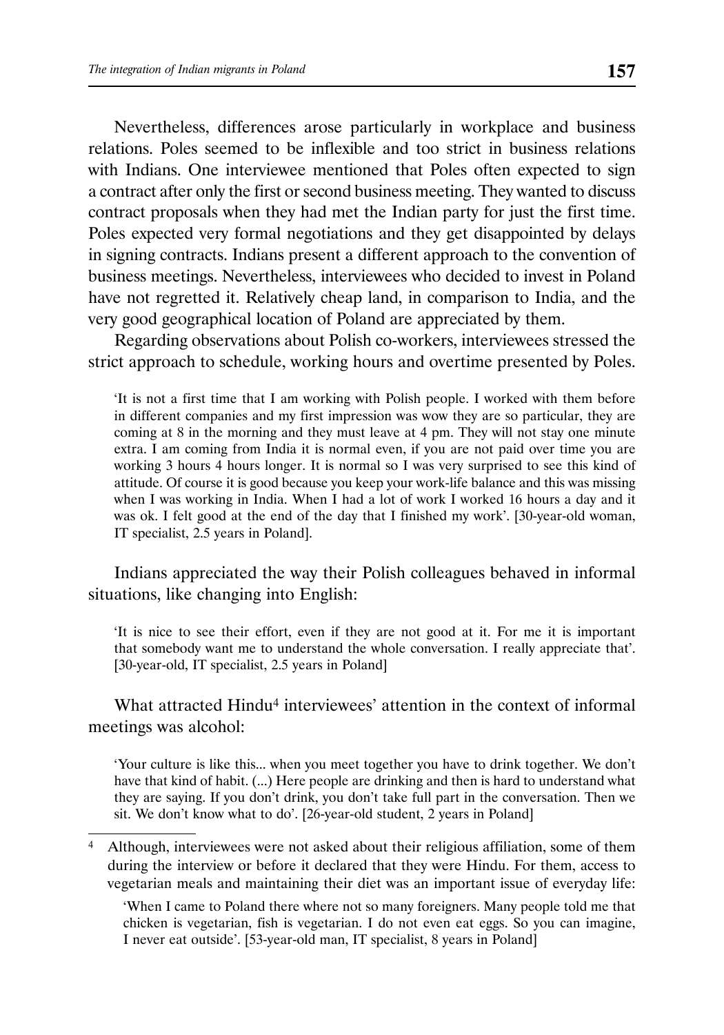Nevertheless, differences arose particularly in workplace and business relations. Poles seemed to be inflexible and too strict in business relations with Indians. One interviewee mentioned that Poles often expected to sign a contract after only the first or second business meeting. They wanted to discuss contract proposals when they had met the Indian party for just the first time. Poles expected very formal negotiations and they get disappointed by delays in signing contracts. Indians present a different approach to the convention of business meetings. Nevertheless, interviewees who decided to invest in Poland have not regretted it. Relatively cheap land, in comparison to India, and the very good geographical location of Poland are appreciated by them.

Regarding observations about Polish co-workers, interviewees stressed the strict approach to schedule, working hours and overtime presented by Poles.

> 'It is not a first time that I am working with Polish people. I worked with them before in different companies and my first impression was wow they are so particular, they are coming at 8 in the morning and they must leave at 4 pm. They will not stay one minute extra. I am coming from India it is normal even, if you are not paid over time you are working 3 hours 4 hours longer. It is normal so I was very surprised to see this kind of attitude. Of course it is good because you keep your work-life balance and this was missing when I was working in India. When I had a lot of work I worked 16 hours a day and it was ok. I felt good at the end of the day that I finished my work'. [30-year-old woman, IT specialist, 2.5 years in Poland].

Indians appreciated the way their Polish colleagues behaved in informal situations, like changing into English:

> 'It is nice to see their effort, even if they are not good at it. For me it is important that somebody want me to understand the whole conversation. I really appreciate that'. [30-year-old, IT specialist, 2.5 years in Poland]

What attracted Hindu[4] interviewees' attention in the context of informal meetings was alcohol:

> 'Your culture is like this... when you meet together you have to drink together. We don't have that kind of habit. (...) Here people are drinking and then is hard to understand what they are saying. If you don't drink, you don't take full part in the conversation. Then we sit. We don't know what to do'. [26-year-old student, 2 years in Poland]

---

[4] Although, interviewees were not asked about their religious affiliation, some of them during the interview or before it declared that they were Hindu. For them, access to vegetarian meals and maintaining their diet was an important issue of everyday life:

> 'When I came to Poland there where not so many foreigners. Many people told me that chicken is vegetarian, fish is vegetarian. I do not even eat eggs. So you can imagine, I never eat outside'. [53-year-old man, IT specialist, 8 years in Poland]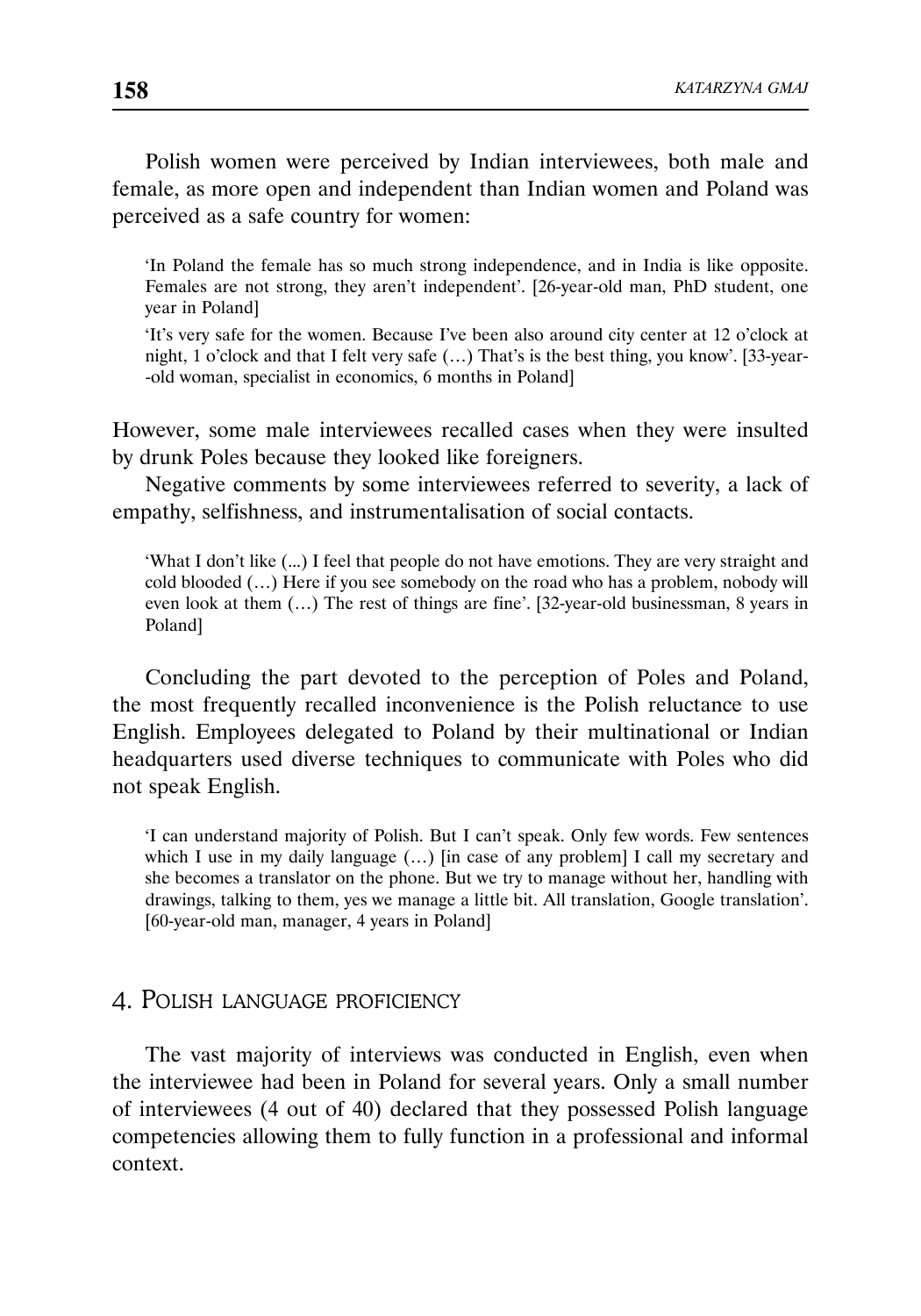Polish women were perceived by Indian interviewees, both male and female, as more open and independent than Indian women and Poland was perceived as a safe country for women:

> 'In Poland the female has so much strong independence, and in India is like opposite. Females are not strong, they aren't independent'. [26-year-old man, PhD student, one year in Poland]
>
> 'It's very safe for the women. Because I've been also around city center at 12 o'clock at night, 1 o'clock and that I felt very safe (…) That's is the best thing, you know'. [33-year-old woman, specialist in economics, 6 months in Poland]

However, some male interviewees recalled cases when they were insulted by drunk Poles because they looked like foreigners.

Negative comments by some interviewees referred to severity, a lack of empathy, selfishness, and instrumentalisation of social contacts.

> 'What I don't like (...) I feel that people do not have emotions. They are very straight and cold blooded (…) Here if you see somebody on the road who has a problem, nobody will even look at them (…) The rest of things are fine'. [32-year-old businessman, 8 years in Poland]

Concluding the part devoted to the perception of Poles and Poland, the most frequently recalled inconvenience is the Polish reluctance to use English. Employees delegated to Poland by their multinational or Indian headquarters used diverse techniques to communicate with Poles who did not speak English.

> 'I can understand majority of Polish. But I can't speak. Only few words. Few sentences which I use in my daily language (…) [in case of any problem] I call my secretary and she becomes a translator on the phone. But we try to manage without her, handling with drawings, talking to them, yes we manage a little bit. All translation, Google translation'. [60-year-old man, manager, 4 years in Poland]

## 4. Polish language proficiency

The vast majority of interviews was conducted in English, even when the interviewee had been in Poland for several years. Only a small number of interviewees (4 out of 40) declared that they possessed Polish language competencies allowing them to fully function in a professional and informal context.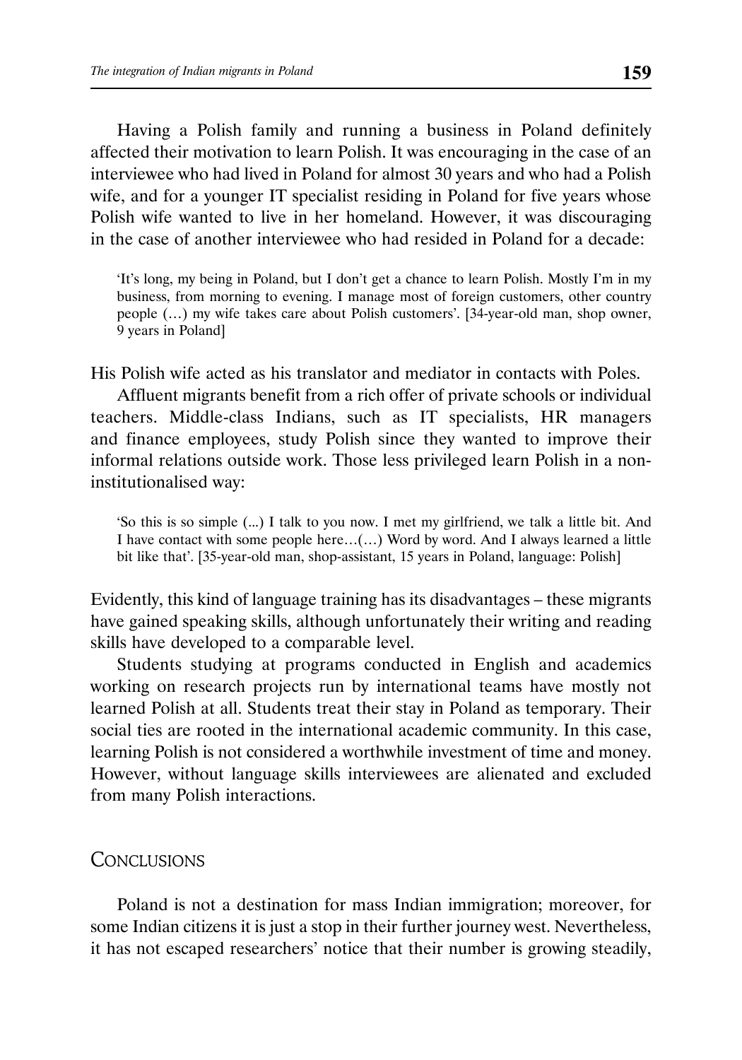Having a Polish family and running a business in Poland definitely affected their motivation to learn Polish. It was encouraging in the case of an interviewee who had lived in Poland for almost 30 years and who had a Polish wife, and for a younger IT specialist residing in Poland for five years whose Polish wife wanted to live in her homeland. However, it was discouraging in the case of another interviewee who had resided in Poland for a decade:

> 'It's long, my being in Poland, but I don't get a chance to learn Polish. Mostly I'm in my business, from morning to evening. I manage most of foreign customers, other country people (…) my wife takes care about Polish customers'. [34-year-old man, shop owner, 9 years in Poland]

His Polish wife acted as his translator and mediator in contacts with Poles.

Affluent migrants benefit from a rich offer of private schools or individual teachers. Middle-class Indians, such as IT specialists, HR managers and finance employees, study Polish since they wanted to improve their informal relations outside work. Those less privileged learn Polish in a non-institutionalised way:

> 'So this is so simple (...) I talk to you now. I met my girlfriend, we talk a little bit. And I have contact with some people here…(…) Word by word. And I always learned a little bit like that'. [35-year-old man, shop-assistant, 15 years in Poland, language: Polish]

Evidently, this kind of language training has its disadvantages – these migrants have gained speaking skills, although unfortunately their writing and reading skills have developed to a comparable level.

Students studying at programs conducted in English and academics working on research projects run by international teams have mostly not learned Polish at all. Students treat their stay in Poland as temporary. Their social ties are rooted in the international academic community. In this case, learning Polish is not considered a worthwhile investment of time and money. However, without language skills interviewees are alienated and excluded from many Polish interactions.

## Conclusions

Poland is not a destination for mass Indian immigration; moreover, for some Indian citizens it is just a stop in their further journey west. Nevertheless, it has not escaped researchers' notice that their number is growing steadily,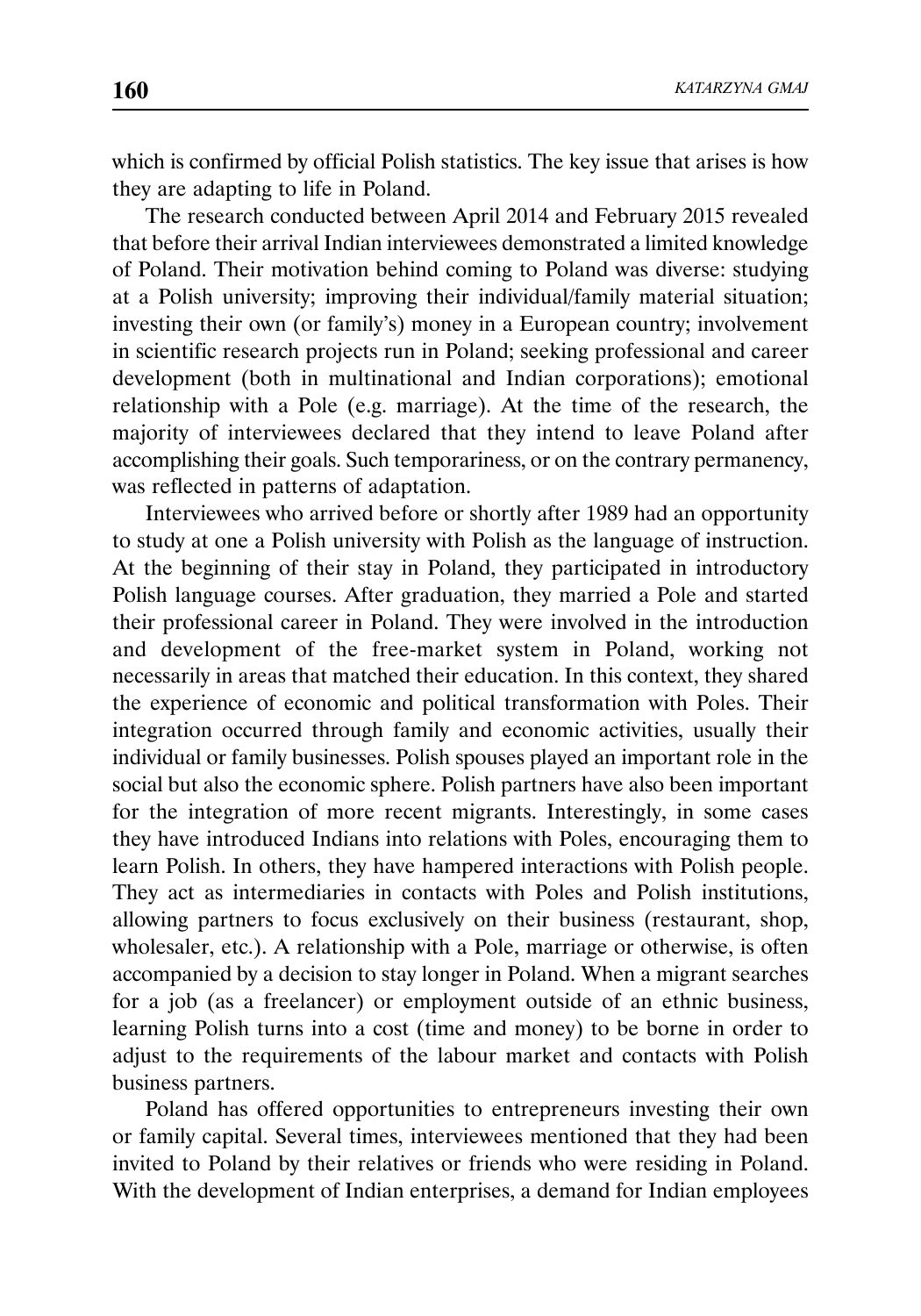which is confirmed by official Polish statistics. The key issue that arises is how they are adapting to life in Poland.

The research conducted between April 2014 and February 2015 revealed that before their arrival Indian interviewees demonstrated a limited knowledge of Poland. Their motivation behind coming to Poland was diverse: studying at a Polish university; improving their individual/family material situation; investing their own (or family's) money in a European country; involvement in scientific research projects run in Poland; seeking professional and career development (both in multinational and Indian corporations); emotional relationship with a Pole (e.g. marriage). At the time of the research, the majority of interviewees declared that they intend to leave Poland after accomplishing their goals. Such temporariness, or on the contrary permanency, was reflected in patterns of adaptation.

Interviewees who arrived before or shortly after 1989 had an opportunity to study at one a Polish university with Polish as the language of instruction. At the beginning of their stay in Poland, they participated in introductory Polish language courses. After graduation, they married a Pole and started their professional career in Poland. They were involved in the introduction and development of the free-market system in Poland, working not necessarily in areas that matched their education. In this context, they shared the experience of economic and political transformation with Poles. Their integration occurred through family and economic activities, usually their individual or family businesses. Polish spouses played an important role in the social but also the economic sphere. Polish partners have also been important for the integration of more recent migrants. Interestingly, in some cases they have introduced Indians into relations with Poles, encouraging them to learn Polish. In others, they have hampered interactions with Polish people. They act as intermediaries in contacts with Poles and Polish institutions, allowing partners to focus exclusively on their business (restaurant, shop, wholesaler, etc.). A relationship with a Pole, marriage or otherwise, is often accompanied by a decision to stay longer in Poland. When a migrant searches for a job (as a freelancer) or employment outside of an ethnic business, learning Polish turns into a cost (time and money) to be borne in order to adjust to the requirements of the labour market and contacts with Polish business partners.

Poland has offered opportunities to entrepreneurs investing their own or family capital. Several times, interviewees mentioned that they had been invited to Poland by their relatives or friends who were residing in Poland. With the development of Indian enterprises, a demand for Indian employees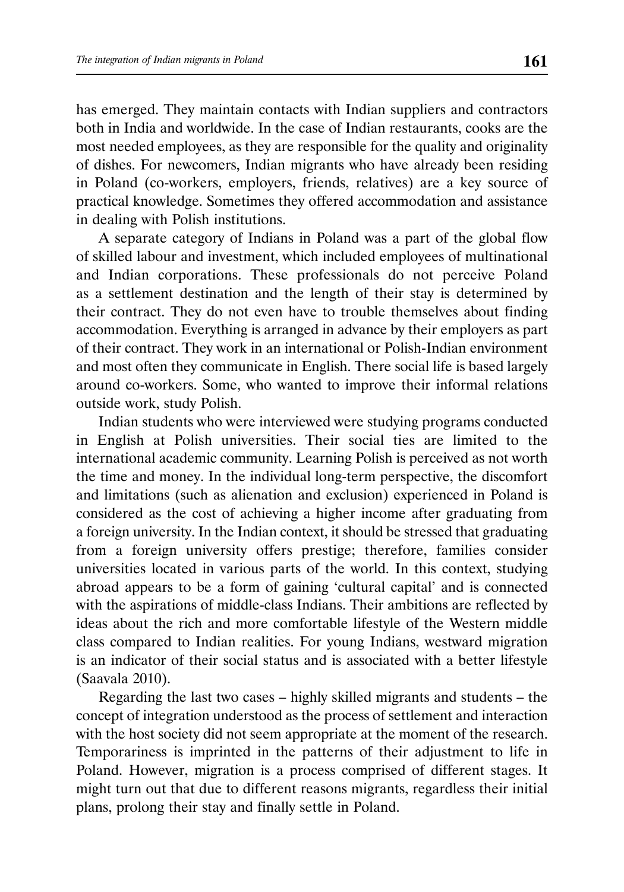has emerged. They maintain contacts with Indian suppliers and contractors both in India and worldwide. In the case of Indian restaurants, cooks are the most needed employees, as they are responsible for the quality and originality of dishes. For newcomers, Indian migrants who have already been residing in Poland (co-workers, employers, friends, relatives) are a key source of practical knowledge. Sometimes they offered accommodation and assistance in dealing with Polish institutions.

A separate category of Indians in Poland was a part of the global flow of skilled labour and investment, which included employees of multinational and Indian corporations. These professionals do not perceive Poland as a settlement destination and the length of their stay is determined by their contract. They do not even have to trouble themselves about finding accommodation. Everything is arranged in advance by their employers as part of their contract. They work in an international or Polish-Indian environment and most often they communicate in English. There social life is based largely around co-workers. Some, who wanted to improve their informal relations outside work, study Polish.

Indian students who were interviewed were studying programs conducted in English at Polish universities. Their social ties are limited to the international academic community. Learning Polish is perceived as not worth the time and money. In the individual long-term perspective, the discomfort and limitations (such as alienation and exclusion) experienced in Poland is considered as the cost of achieving a higher income after graduating from a foreign university. In the Indian context, it should be stressed that graduating from a foreign university offers prestige; therefore, families consider universities located in various parts of the world. In this context, studying abroad appears to be a form of gaining 'cultural capital' and is connected with the aspirations of middle-class Indians. Their ambitions are reflected by ideas about the rich and more comfortable lifestyle of the Western middle class compared to Indian realities. For young Indians, westward migration is an indicator of their social status and is associated with a better lifestyle (Saavala 2010).

Regarding the last two cases – highly skilled migrants and students – the concept of integration understood as the process of settlement and interaction with the host society did not seem appropriate at the moment of the research. Temporariness is imprinted in the patterns of their adjustment to life in Poland. However, migration is a process comprised of different stages. It might turn out that due to different reasons migrants, regardless their initial plans, prolong their stay and finally settle in Poland.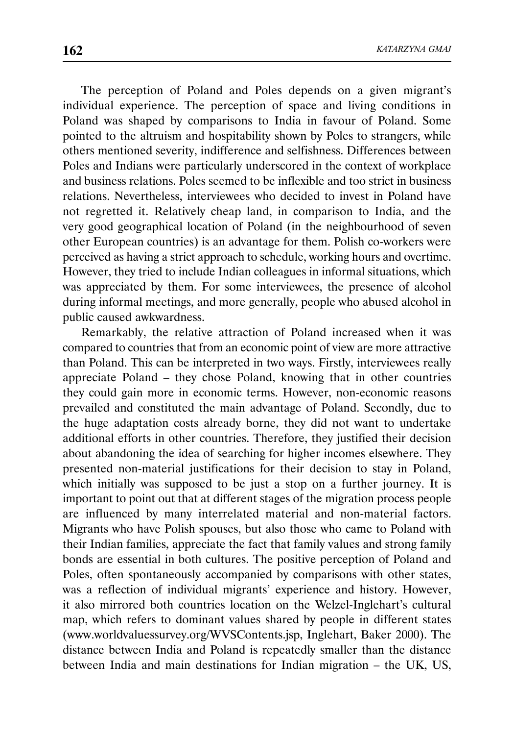The perception of Poland and Poles depends on a given migrant's individual experience. The perception of space and living conditions in Poland was shaped by comparisons to India in favour of Poland. Some pointed to the altruism and hospitability shown by Poles to strangers, while others mentioned severity, indifference and selfishness. Differences between Poles and Indians were particularly underscored in the context of workplace and business relations. Poles seemed to be inflexible and too strict in business relations. Nevertheless, interviewees who decided to invest in Poland have not regretted it. Relatively cheap land, in comparison to India, and the very good geographical location of Poland (in the neighbourhood of seven other European countries) is an advantage for them. Polish co-workers were perceived as having a strict approach to schedule, working hours and overtime. However, they tried to include Indian colleagues in informal situations, which was appreciated by them. For some interviewees, the presence of alcohol during informal meetings, and more generally, people who abused alcohol in public caused awkwardness.

Remarkably, the relative attraction of Poland increased when it was compared to countries that from an economic point of view are more attractive than Poland. This can be interpreted in two ways. Firstly, interviewees really appreciate Poland – they chose Poland, knowing that in other countries they could gain more in economic terms. However, non-economic reasons prevailed and constituted the main advantage of Poland. Secondly, due to the huge adaptation costs already borne, they did not want to undertake additional efforts in other countries. Therefore, they justified their decision about abandoning the idea of searching for higher incomes elsewhere. They presented non-material justifications for their decision to stay in Poland, which initially was supposed to be just a stop on a further journey. It is important to point out that at different stages of the migration process people are influenced by many interrelated material and non-material factors. Migrants who have Polish spouses, but also those who came to Poland with their Indian families, appreciate the fact that family values and strong family bonds are essential in both cultures. The positive perception of Poland and Poles, often spontaneously accompanied by comparisons with other states, was a reflection of individual migrants' experience and history. However, it also mirrored both countries location on the Welzel-Inglehart's cultural map, which refers to dominant values shared by people in different states (www.worldvaluessurvey.org/WVSContents.jsp, Inglehart, Baker 2000). The distance between India and Poland is repeatedly smaller than the distance between India and main destinations for Indian migration – the UK, US,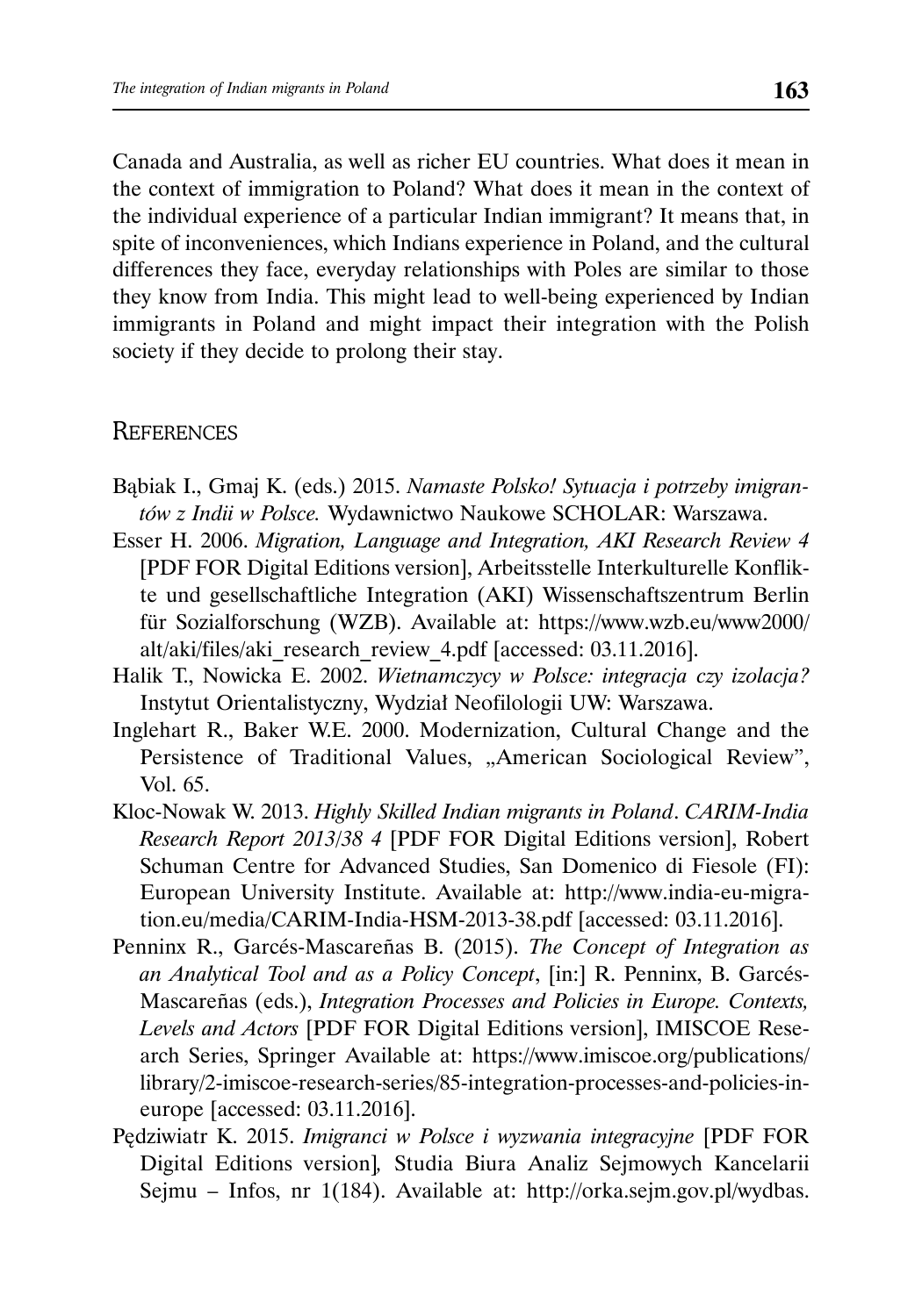Canada and Australia, as well as richer EU countries. What does it mean in the context of immigration to Poland? What does it mean in the context of the individual experience of a particular Indian immigrant? It means that, in spite of inconveniences, which Indians experience in Poland, and the cultural differences they face, everyday relationships with Poles are similar to those they know from India. This might lead to well-being experienced by Indian immigrants in Poland and might impact their integration with the Polish society if they decide to prolong their stay.

## References

Bąbiak I., Gmaj K. (eds.) 2015. *Namaste Polsko! Sytuacja i potrzeby imigrantów z Indii w Polsce.* Wydawnictwo Naukowe SCHOLAR: Warszawa.

Esser H. 2006. *Migration, Language and Integration, AKI Research Review 4* [PDF FOR Digital Editions version], Arbeitsstelle Interkulturelle Konflikte und gesellschaftliche Integration (AKI) Wissenschaftszentrum Berlin für Sozialforschung (WZB). Available at: https://www.wzb.eu/www2000/alt/aki/files/aki_research_review_4.pdf [accessed: 03.11.2016].

Halik T., Nowicka E. 2002. *Wietnamczycy w Polsce: integracja czy izolacja?* Instytut Orientalistyczny, Wydział Neofilologii UW: Warszawa.

Inglehart R., Baker W.E. 2000. Modernization, Cultural Change and the Persistence of Traditional Values, „American Sociological Review", Vol. 65.

Kloc-Nowak W. 2013. *Highly Skilled Indian migrants in Poland*. *CARIM-India Research Report 2013/38 4* [PDF FOR Digital Editions version], Robert Schuman Centre for Advanced Studies, San Domenico di Fiesole (FI): European University Institute. Available at: http://www.india-eu-migration.eu/media/CARIM-India-HSM-2013-38.pdf [accessed: 03.11.2016].

Penninx R., Garcés-Mascareñas B. (2015). *The Concept of Integration as an Analytical Tool and as a Policy Concept*, [in:] R. Penninx, B. Garcés-Mascareñas (eds.), *Integration Processes and Policies in Europe. Contexts, Levels and Actors* [PDF FOR Digital Editions version], IMISCOE Research Series, Springer Available at: https://www.imiscoe.org/publications/library/2-imiscoe-research-series/85-integration-processes-and-policies-in-europe [accessed: 03.11.2016].

Pędziwiatr K. 2015. *Imigranci w Polsce i wyzwania integracyjne* [PDF FOR Digital Editions version], Studia Biura Analiz Sejmowych Kancelarii Sejmu – Infos, nr 1(184). Available at: http://orka.sejm.gov.pl/wydbas.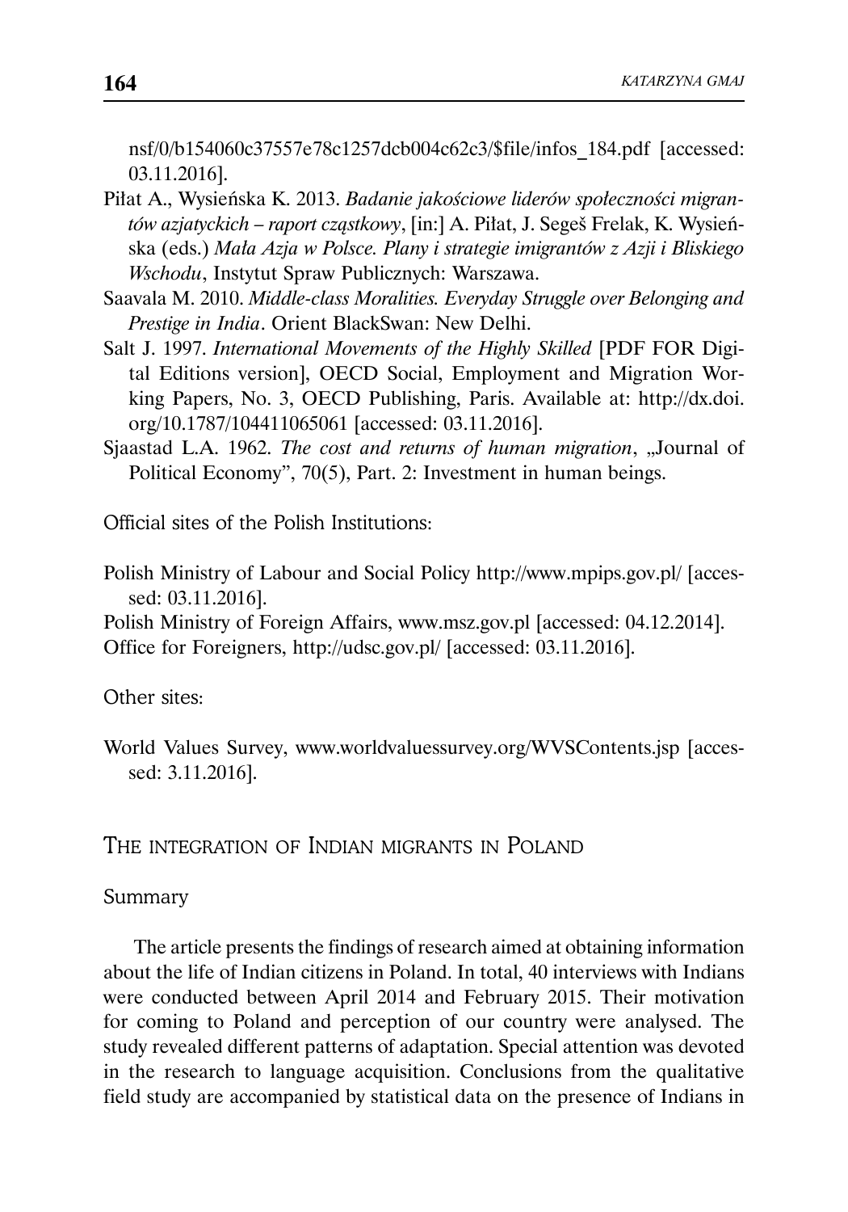nsf/0/b154060c37557e78c1257dcb004c62c3/$file/infos_184.pdf [accessed: 03.11.2016].

Piłat A., Wysieńska K. 2013. *Badanie jakościowe liderów społeczności migrantów azjatyckich – raport cząstkowy*, [in:] A. Piłat, J. Segeš Frelak, K. Wysieńska (eds.) *Mała Azja w Polsce. Plany i strategie imigrantów z Azji i Bliskiego Wschodu*, Instytut Spraw Publicznych: Warszawa.

Saavala M. 2010. *Middle-class Moralities. Everyday Struggle over Belonging and Prestige in India*. Orient BlackSwan: New Delhi.

Salt J. 1997. *International Movements of the Highly Skilled* [PDF FOR Digital Editions version], OECD Social, Employment and Migration Working Papers, No. 3, OECD Publishing, Paris. Available at: http://dx.doi.org/10.1787/104411065061 [accessed: 03.11.2016].

Sjaastad L.A. 1962. *The cost and returns of human migration*, „Journal of Political Economy", 70(5), Part. 2: Investment in human beings.

Official sites of the Polish Institutions:

Polish Ministry of Labour and Social Policy http://www.mpips.gov.pl/ [accessed: 03.11.2016].

Polish Ministry of Foreign Affairs, www.msz.gov.pl [accessed: 04.12.2014].

Office for Foreigners, http://udsc.gov.pl/ [accessed: 03.11.2016].

Other sites:

World Values Survey, www.worldvaluessurvey.org/WVSContents.jsp [accessed: 3.11.2016].

## The integration of Indian migrants in Poland

Summary

The article presents the findings of research aimed at obtaining information about the life of Indian citizens in Poland. In total, 40 interviews with Indians were conducted between April 2014 and February 2015. Their motivation for coming to Poland and perception of our country were analysed. The study revealed different patterns of adaptation. Special attention was devoted in the research to language acquisition. Conclusions from the qualitative field study are accompanied by statistical data on the presence of Indians in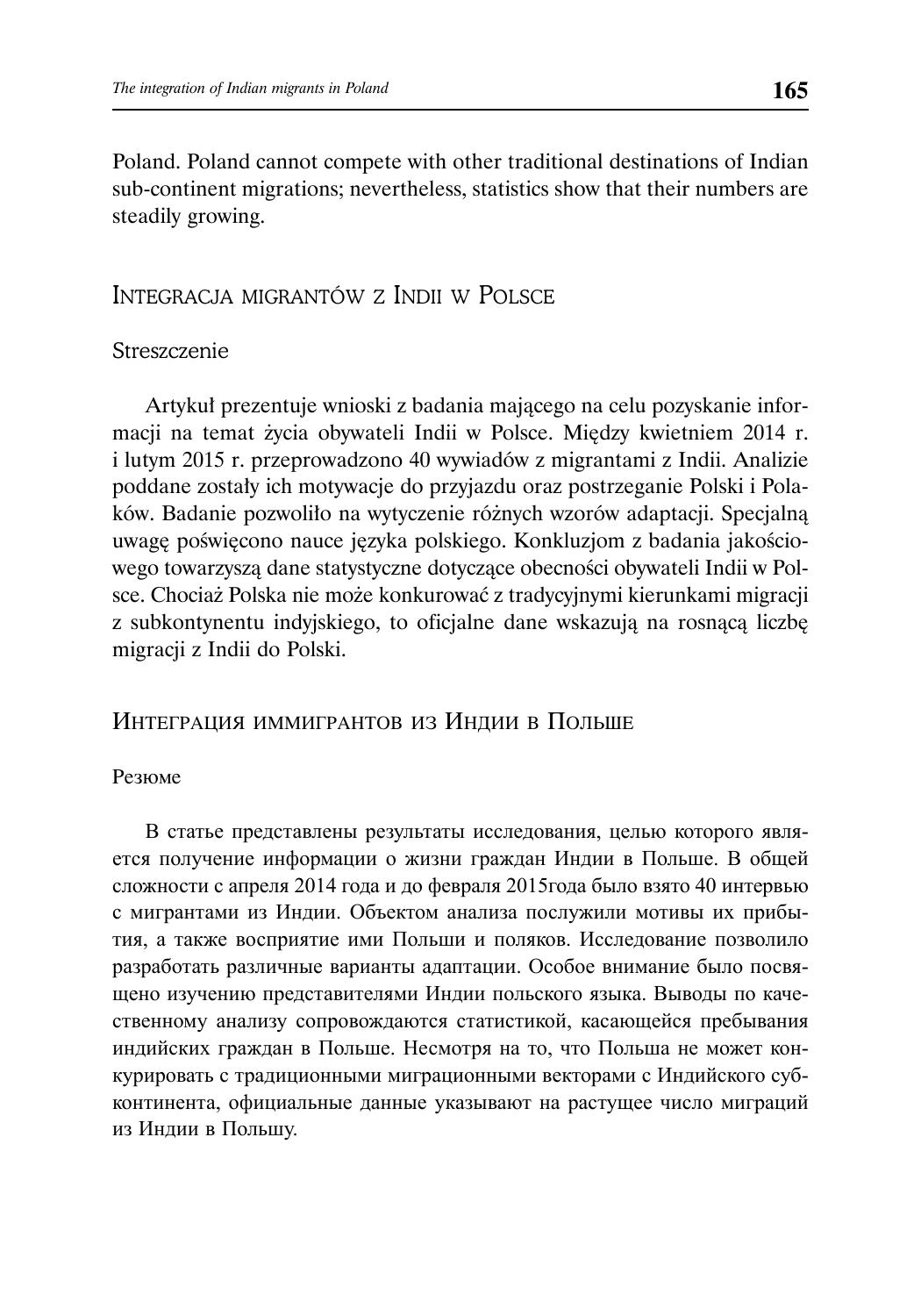Poland. Poland cannot compete with other traditional destinations of Indian sub-continent migrations; nevertheless, statistics show that their numbers are steadily growing.

## Integracja migrantów z Indii w Polsce

### Streszczenie

Artykuł prezentuje wnioski z badania mającego na celu pozyskanie informacji na temat życia obywateli Indii w Polsce. Między kwietniem 2014 r. i lutym 2015 r. przeprowadzono 40 wywiadów z migrantami z Indii. Analizie poddane zostały ich motywacje do przyjazdu oraz postrzeganie Polski i Polaków. Badanie pozwoliło na wytyczenie różnych wzorów adaptacji. Specjalną uwagę poświęcono nauce języka polskiego. Konkluzjom z badania jakościowego towarzyszą dane statystyczne dotyczące obecności obywateli Indii w Polsce. Chociaż Polska nie może konkurować z tradycyjnymi kierunkami migracji z subkontynentu indyjskiego, to oficjalne dane wskazują na rosnącą liczbę migracji z Indii do Polski.

## Интеграция иммигрантов из Индии в Польше

### Резюме

В статье представлены результаты исследования, целью которого является получение информации о жизни граждан Индии в Польше. В общей сложности с апреля 2014 года и до февраля 2015года было взято 40 интервью с мигрантами из Индии. Объектом анализа послужили мотивы их прибытия, а также восприятие ими Польши и поляков. Исследование позволило разработать различные варианты адаптации. Особое внимание было посвящено изучению представителями Индии польского языка. Выводы по качественному анализу сопровождаются статистикой, касающейся пребывания индийских граждан в Польше. Несмотря на то, что Польша не может конкурировать с традиционными миграционными векторами с Индийского субконтинента, официальные данные указывают на растущее число миграций из Индии в Польшу.